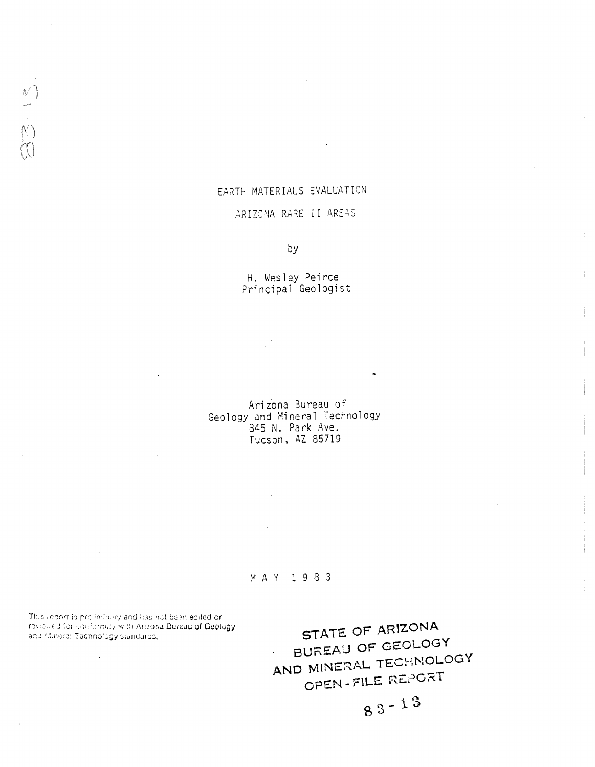# EARTH MATERIALS EVALUATION

## ARIZONA RARE II AREAS

by

H. Wesley Peirce
Principal Geologist

Arizona Bureau of
Geology and Mineral Technology
845 N. Park Ave.
Tucson, AZ 85719

MAY 1983

This report is preliminary and has not been edited or reviewed for conformity with Arizona Bureau of Geology and Mineral Technology standards.

STATE OF ARIZONA
BUREAU OF GEOLOGY
AND MINERAL TECHNOLOGY
OPEN-FILE REPORT

83-13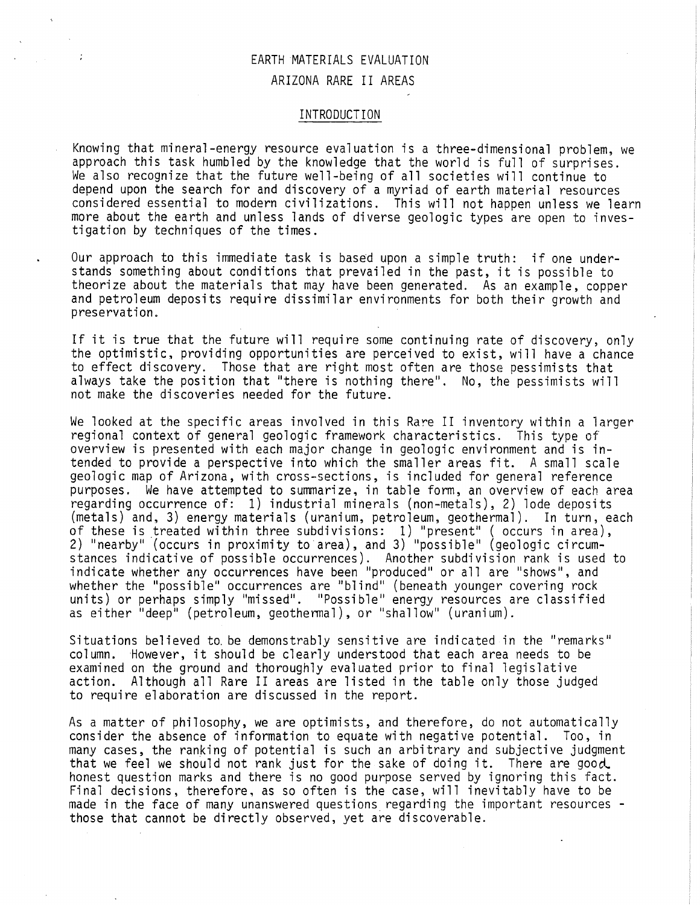# EARTH MATERIALS EVALUATION

# ARIZONA RARE II AREAS

## INTRODUCTION

Knowing that mineral-energy resource evaluation is a three-dimensional problem, we approach this task humbled by the knowledge that the world is full of surprises. We also recognize that the future well-being of all societies will continue to depend upon the search for and discovery of a myriad of earth material resources considered essential to modern civilizations. This will not happen unless we learn more about the earth and unless lands of diverse geologic types are open to investigation by techniques of the times.

Our approach to this immediate task is based upon a simple truth: if one understands something about conditions that prevailed in the past, it is possible to theorize about the materials that may have been generated. As an example, copper and petroleum deposits require dissimilar environments for both their growth and preservation.

If it is true that the future will require some continuing rate of discovery, only the optimistic, providing opportunities are perceived to exist, will have a chance to effect discovery. Those that are right most often are those pessimists that always take the position that "there is nothing there". No, the pessimists will not make the discoveries needed for the future.

We looked at the specific areas involved in this Rare II inventory within a larger regional context of general geologic framework characteristics. This type of overview is presented with each major change in geologic environment and is intended to provide a perspective into which the smaller areas fit. A small scale geologic map of Arizona, with cross-sections, is included for general reference purposes. We have attempted to summarize, in table form, an overview of each area regarding occurrence of: 1) industrial minerals (non-metals), 2) lode deposits (metals) and, 3) energy materials (uranium, petroleum, geothermal). In turn, each of these is treated within three subdivisions: 1) "present" ( occurs in area), 2) "nearby" (occurs in proximity to area), and 3) "possible" (geologic circumstances indicative of possible occurrences). Another subdivision rank is used to indicate whether any occurrences have been "produced" or all are "shows", and whether the "possible" occurrences are "blind" (beneath younger covering rock units) or perhaps simply "missed". "Possible" energy resources are classified as either "deep" (petroleum, geothermal), or "shallow" (uranium).

Situations believed to be demonstrably sensitive are indicated in the "remarks" column. However, it should be clearly understood that each area needs to be examined on the ground and thoroughly evaluated prior to final legislative action. Although all Rare II areas are listed in the table only those judged to require elaboration are discussed in the report.

As a matter of philosophy, we are optimists, and therefore, do not automatically consider the absence of information to equate with negative potential. Too, in many cases, the ranking of potential is such an arbitrary and subjective judgment that we feel we should not rank just for the sake of doing it. There are good honest question marks and there is no good purpose served by ignoring this fact. Final decisions, therefore, as so often is the case, will inevitably have to be made in the face of many unanswered questions regarding the important resources - those that cannot be directly observed, yet are discoverable.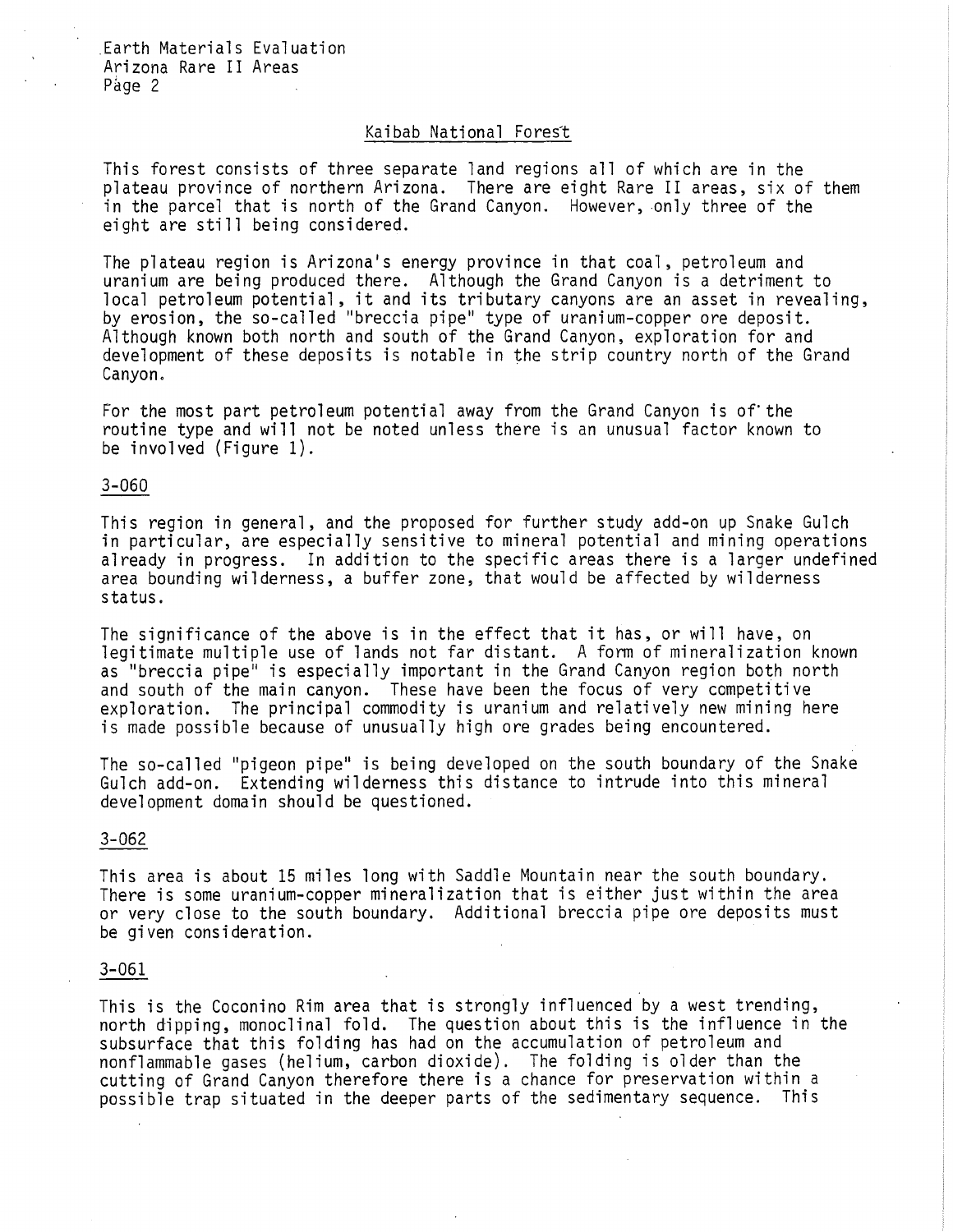## Kaibab National Forest

This forest consists of three separate land regions all of which are in the plateau province of northern Arizona. There are eight Rare II areas, six of them in the parcel that is north of the Grand Canyon. However, only three of the eight are still being considered.

The plateau region is Arizona's energy province in that coal, petroleum and uranium are being produced there. Although the Grand Canyon is a detriment to local petroleum potential, it and its tributary canyons are an asset in revealing, by erosion, the so-called "breccia pipe" type of uranium-copper ore deposit. Although known both north and south of the Grand Canyon, exploration for and development of these deposits is notable in the strip country north of the Grand Canyon.

For the most part petroleum potential away from the Grand Canyon is of the routine type and will not be noted unless there is an unusual factor known to be involved (Figure 1).

### 3-060

This region in general, and the proposed for further study add-on up Snake Gulch in particular, are especially sensitive to mineral potential and mining operations already in progress. In addition to the specific areas there is a larger undefined area bounding wilderness, a buffer zone, that would be affected by wilderness status.

The significance of the above is in the effect that it has, or will have, on legitimate multiple use of lands not far distant. A form of mineralization known as "breccia pipe" is especially important in the Grand Canyon region both north and south of the main canyon. These have been the focus of very competitive exploration. The principal commodity is uranium and relatively new mining here is made possible because of unusually high ore grades being encountered.

The so-called "pigeon pipe" is being developed on the south boundary of the Snake Gulch add-on. Extending wilderness this distance to intrude into this mineral development domain should be questioned.

### 3-062

This area is about 15 miles long with Saddle Mountain near the south boundary. There is some uranium-copper mineralization that is either just within the area or very close to the south boundary. Additional breccia pipe ore deposits must be given consideration.

### 3-061

This is the Coconino Rim area that is strongly influenced by a west trending, north dipping, monoclinal fold. The question about this is the influence in the subsurface that this folding has had on the accumulation of petroleum and nonflammable gases (helium, carbon dioxide). The folding is older than the cutting of Grand Canyon therefore there is a chance for preservation within a possible trap situated in the deeper parts of the sedimentary sequence. This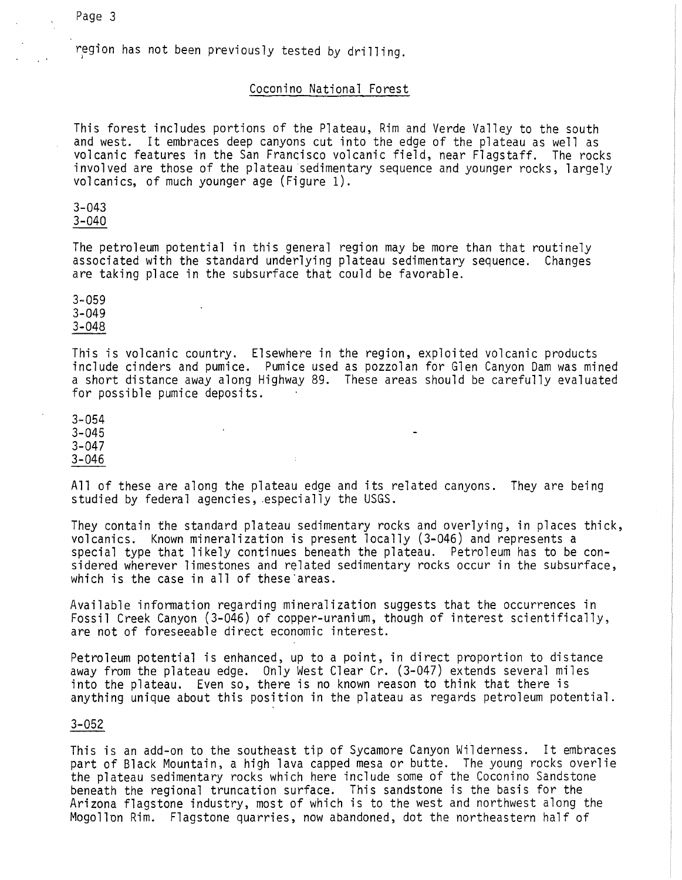region has not been previously tested by drilling.

## Coconino National Forest

This forest includes portions of the Plateau, Rim and Verde Valley to the south and west. It embraces deep canyons cut into the edge of the plateau as well as volcanic features in the San Francisco volcanic field, near Flagstaff. The rocks involved are those of the plateau sedimentary sequence and younger rocks, largely volcanics, of much younger age (Figure 1).

3-043
3-040

The petroleum potential in this general region may be more than that routinely associated with the standard underlying plateau sedimentary sequence. Changes are taking place in the subsurface that could be favorable.

3-059
3-049
3-048

This is volcanic country. Elsewhere in the region, exploited volcanic products include cinders and pumice. Pumice used as pozzolan for Glen Canyon Dam was mined a short distance away along Highway 89. These areas should be carefully evaluated for possible pumice deposits.

3-054
3-045
3-047
3-046

All of these are along the plateau edge and its related canyons. They are being studied by federal agencies, especially the USGS.

They contain the standard plateau sedimentary rocks and overlying, in places thick, volcanics. Known mineralization is present locally (3-046) and represents a special type that likely continues beneath the plateau. Petroleum has to be considered wherever limestones and related sedimentary rocks occur in the subsurface, which is the case in all of these areas.

Available information regarding mineralization suggests that the occurrences in Fossil Creek Canyon (3-046) of copper-uranium, though of interest scientifically, are not of foreseeable direct economic interest.

Petroleum potential is enhanced, up to a point, in direct proportion to distance away from the plateau edge. Only West Clear Cr. (3-047) extends several miles into the plateau. Even so, there is no known reason to think that there is anything unique about this position in the plateau as regards petroleum potential.

3-052

This is an add-on to the southeast tip of Sycamore Canyon Wilderness. It embraces part of Black Mountain, a high lava capped mesa or butte. The young rocks overlie the plateau sedimentary rocks which here include some of the Coconino Sandstone beneath the regional truncation surface. This sandstone is the basis for the Arizona flagstone industry, most of which is to the west and northwest along the Mogollon Rim. Flagstone quarries, now abandoned, dot the northeastern half of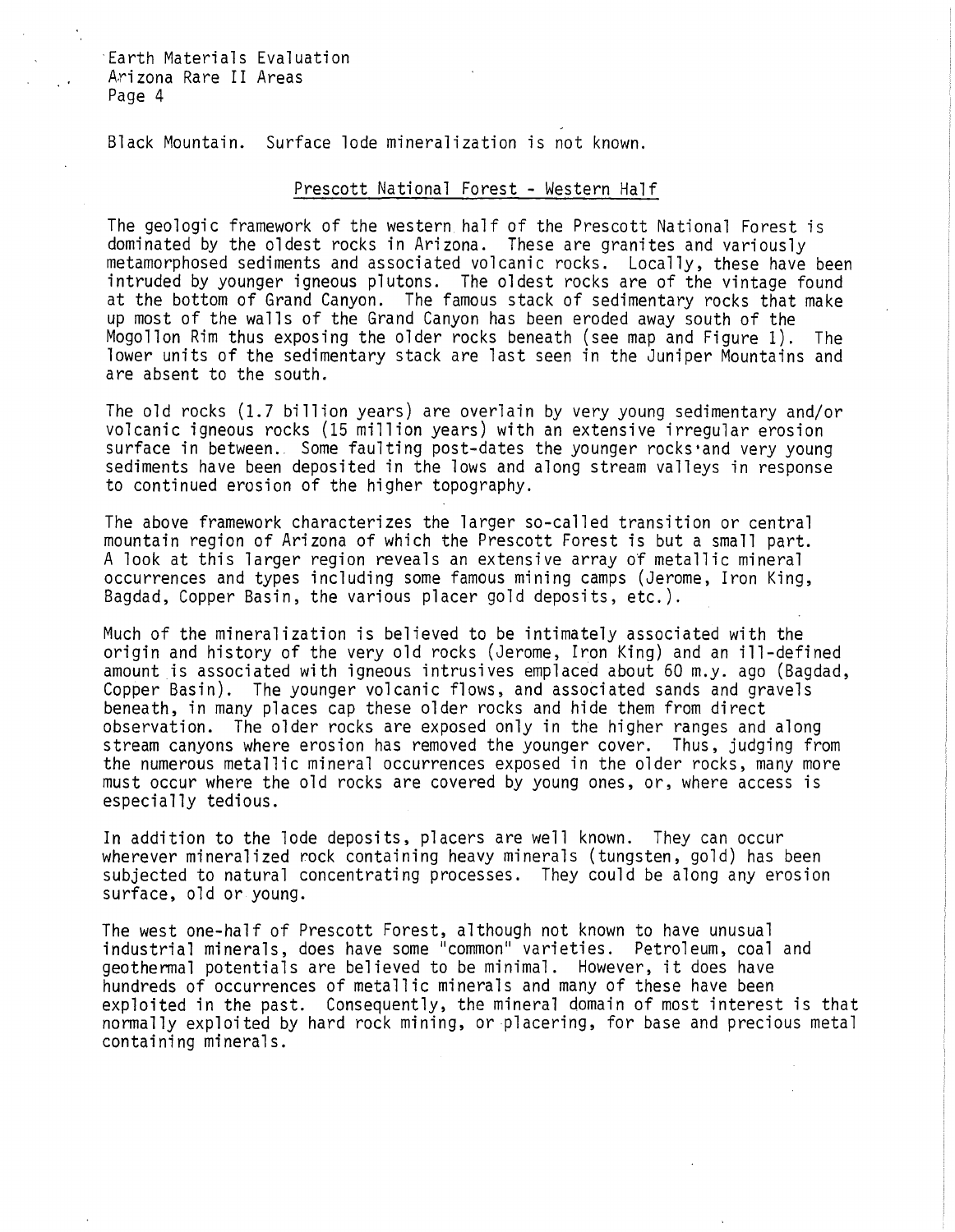Black Mountain. Surface lode mineralization is not known.

## Prescott National Forest - Western Half

The geologic framework of the western half of the Prescott National Forest is dominated by the oldest rocks in Arizona. These are granites and variously metamorphosed sediments and associated volcanic rocks. Locally, these have been intruded by younger igneous plutons. The oldest rocks are of the vintage found at the bottom of Grand Canyon. The famous stack of sedimentary rocks that make up most of the walls of the Grand Canyon has been eroded away south of the Mogollon Rim thus exposing the older rocks beneath (see map and Figure 1). The lower units of the sedimentary stack are last seen in the Juniper Mountains and are absent to the south.

The old rocks (1.7 billion years) are overlain by very young sedimentary and/or volcanic igneous rocks (15 million years) with an extensive irregular erosion surface in between. Some faulting post-dates the younger rocks and very young sediments have been deposited in the lows and along stream valleys in response to continued erosion of the higher topography.

The above framework characterizes the larger so-called transition or central mountain region of Arizona of which the Prescott Forest is but a small part. A look at this larger region reveals an extensive array of metallic mineral occurrences and types including some famous mining camps (Jerome, Iron King, Bagdad, Copper Basin, the various placer gold deposits, etc.).

Much of the mineralization is believed to be intimately associated with the origin and history of the very old rocks (Jerome, Iron King) and an ill-defined amount is associated with igneous intrusives emplaced about 60 m.y. ago (Bagdad, Copper Basin). The younger volcanic flows, and associated sands and gravels beneath, in many places cap these older rocks and hide them from direct observation. The older rocks are exposed only in the higher ranges and along stream canyons where erosion has removed the younger cover. Thus, judging from the numerous metallic mineral occurrences exposed in the older rocks, many more must occur where the old rocks are covered by young ones, or, where access is especially tedious.

In addition to the lode deposits, placers are well known. They can occur wherever mineralized rock containing heavy minerals (tungsten, gold) has been subjected to natural concentrating processes. They could be along any erosion surface, old or young.

The west one-half of Prescott Forest, although not known to have unusual industrial minerals, does have some "common" varieties. Petroleum, coal and geothermal potentials are believed to be minimal. However, it does have hundreds of occurrences of metallic minerals and many of these have been exploited in the past. Consequently, the mineral domain of most interest is that normally exploited by hard rock mining, or placering, for base and precious metal containing minerals.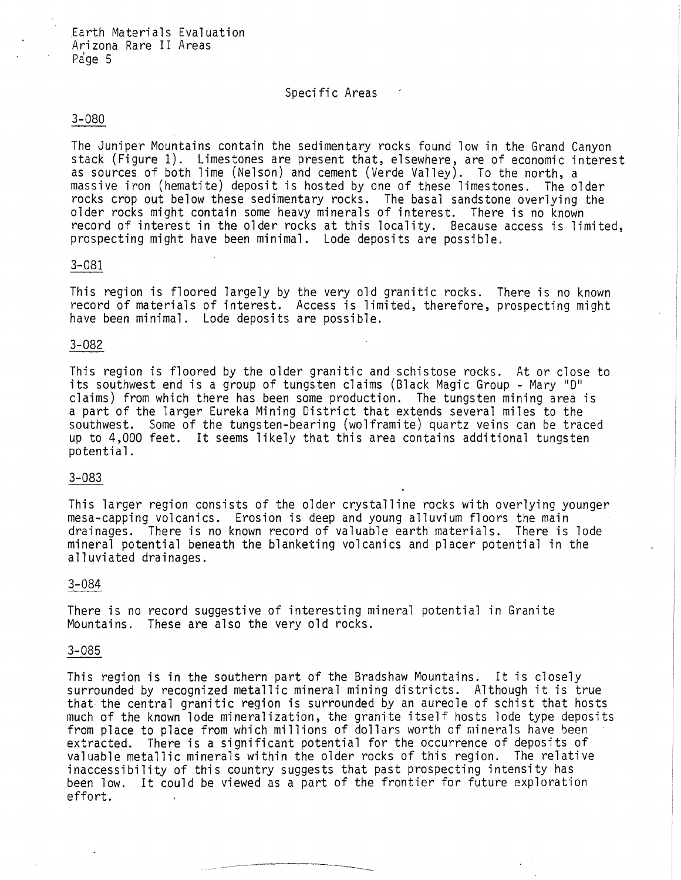## Specific Areas

### 3-080

The Juniper Mountains contain the sedimentary rocks found low in the Grand Canyon stack (Figure 1). Limestones are present that, elsewhere, are of economic interest as sources of both lime (Nelson) and cement (Verde Valley). To the north, a massive iron (hematite) deposit is hosted by one of these limestones. The older rocks crop out below these sedimentary rocks. The basal sandstone overlying the older rocks might contain some heavy minerals of interest. There is no known record of interest in the older rocks at this locality. Because access is limited, prospecting might have been minimal. Lode deposits are possible.

### 3-081

This region is floored largely by the very old granitic rocks. There is no known record of materials of interest. Access is limited, therefore, prospecting might have been minimal. Lode deposits are possible.

### 3-082

This region is floored by the older granitic and schistose rocks. At or close to its southwest end is a group of tungsten claims (Black Magic Group - Mary "D" claims) from which there has been some production. The tungsten mining area is a part of the larger Eureka Mining District that extends several miles to the southwest. Some of the tungsten-bearing (wolframite) quartz veins can be traced up to 4,000 feet. It seems likely that this area contains additional tungsten potential.

### 3-083

This larger region consists of the older crystalline rocks with overlying younger mesa-capping volcanics. Erosion is deep and young alluvium floors the main drainages. There is no known record of valuable earth materials. There is lode mineral potential beneath the blanketing volcanics and placer potential in the alluviated drainages.

### 3-084

There is no record suggestive of interesting mineral potential in Granite Mountains. These are also the very old rocks.

### 3-085

This region is in the southern part of the Bradshaw Mountains. It is closely surrounded by recognized metallic mineral mining districts. Although it is true that the central granitic region is surrounded by an aureole of schist that hosts much of the known lode mineralization, the granite itself hosts lode type deposits from place to place from which millions of dollars worth of minerals have been extracted. There is a significant potential for the occurrence of deposits of valuable metallic minerals within the older rocks of this region. The relative inaccessibility of this country suggests that past prospecting intensity has been low. It could be viewed as a part of the frontier for future exploration effort.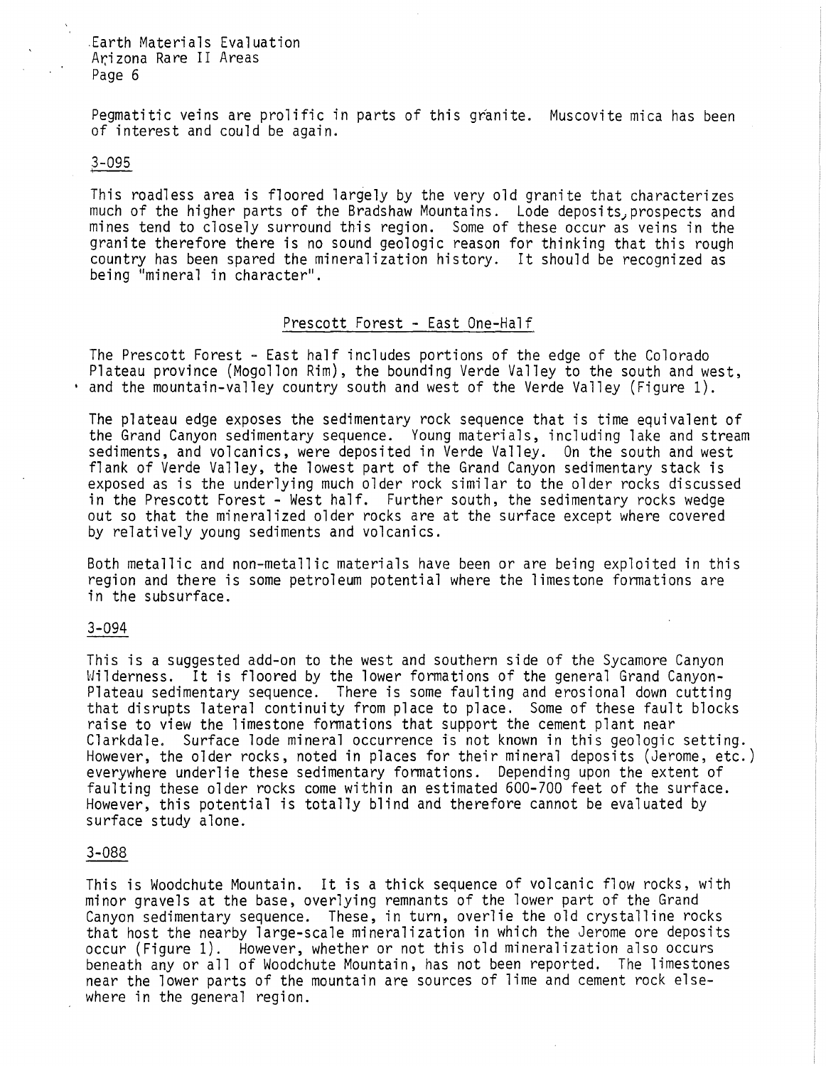Pegmatitic veins are prolific in parts of this granite. Muscovite mica has been of interest and could be again.

### 3-095

This roadless area is floored largely by the very old granite that characterizes much of the higher parts of the Bradshaw Mountains. Lode deposits, prospects and mines tend to closely surround this region. Some of these occur as veins in the granite therefore there is no sound geologic reason for thinking that this rough country has been spared the mineralization history. It should be recognized as being "mineral in character".

## Prescott Forest - East One-Half

The Prescott Forest - East half includes portions of the edge of the Colorado Plateau province (Mogollon Rim), the bounding Verde Valley to the south and west, and the mountain-valley country south and west of the Verde Valley (Figure 1).

The plateau edge exposes the sedimentary rock sequence that is time equivalent of the Grand Canyon sedimentary sequence. Young materials, including lake and stream sediments, and volcanics, were deposited in Verde Valley. On the south and west flank of Verde Valley, the lowest part of the Grand Canyon sedimentary stack is exposed as is the underlying much older rock similar to the older rocks discussed in the Prescott Forest - West half. Further south, the sedimentary rocks wedge out so that the mineralized older rocks are at the surface except where covered by relatively young sediments and volcanics.

Both metallic and non-metallic materials have been or are being exploited in this region and there is some petroleum potential where the limestone formations are in the subsurface.

### 3-094

This is a suggested add-on to the west and southern side of the Sycamore Canyon Wilderness. It is floored by the lower formations of the general Grand Canyon-Plateau sedimentary sequence. There is some faulting and erosional down cutting that disrupts lateral continuity from place to place. Some of these fault blocks raise to view the limestone formations that support the cement plant near Clarkdale. Surface lode mineral occurrence is not known in this geologic setting. However, the older rocks, noted in places for their mineral deposits (Jerome, etc.) everywhere underlie these sedimentary formations. Depending upon the extent of faulting these older rocks come within an estimated 600-700 feet of the surface. However, this potential is totally blind and therefore cannot be evaluated by surface study alone.

### 3-088

This is Woodchute Mountain. It is a thick sequence of volcanic flow rocks, with minor gravels at the base, overlying remnants of the lower part of the Grand Canyon sedimentary sequence. These, in turn, overlie the old crystalline rocks that host the nearby large-scale mineralization in which the Jerome ore deposits occur (Figure 1). However, whether or not this old mineralization also occurs beneath any or all of Woodchute Mountain, has not been reported. The limestones near the lower parts of the mountain are sources of lime and cement rock elsewhere in the general region.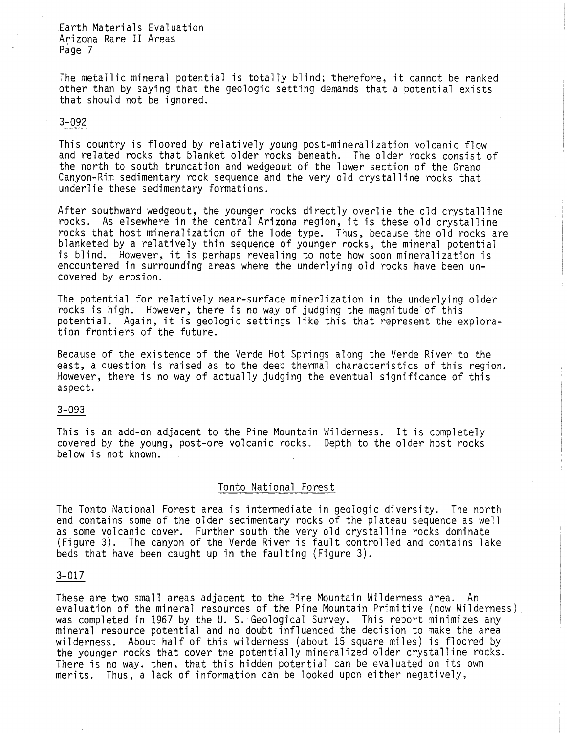The metallic mineral potential is totally blind; therefore, it cannot be ranked other than by saying that the geologic setting demands that a potential exists that should not be ignored.

### 3-092

This country is floored by relatively young post-mineralization volcanic flow and related rocks that blanket older rocks beneath. The older rocks consist of the north to south truncation and wedgeout of the lower section of the Grand Canyon-Rim sedimentary rock sequence and the very old crystalline rocks that underlie these sedimentary formations.

After southward wedgeout, the younger rocks directly overlie the old crystalline rocks. As elsewhere in the central Arizona region, it is these old crystalline rocks that host mineralization of the lode type. Thus, because the old rocks are blanketed by a relatively thin sequence of younger rocks, the mineral potential is blind. However, it is perhaps revealing to note how soon mineralization is encountered in surrounding areas where the underlying old rocks have been uncovered by erosion.

The potential for relatively near-surface minerlization in the underlying older rocks is high. However, there is no way of judging the magnitude of this potential. Again, it is geologic settings like this that represent the exploration frontiers of the future.

Because of the existence of the Verde Hot Springs along the Verde River to the east, a question is raised as to the deep thermal characteristics of this region. However, there is no way of actually judging the eventual significance of this aspect.

### 3-093

This is an add-on adjacent to the Pine Mountain Wilderness. It is completely covered by the young, post-ore volcanic rocks. Depth to the older host rocks below is not known.

## Tonto National Forest

The Tonto National Forest area is intermediate in geologic diversity. The north end contains some of the older sedimentary rocks of the plateau sequence as well as some volcanic cover. Further south the very old crystalline rocks dominate (Figure 3). The canyon of the Verde River is fault controlled and contains lake beds that have been caught up in the faulting (Figure 3).

### 3-017

These are two small areas adjacent to the Pine Mountain Wilderness area. An evaluation of the mineral resources of the Pine Mountain Primitive (now Wilderness) was completed in 1967 by the U. S. Geological Survey. This report minimizes any mineral resource potential and no doubt influenced the decision to make the area wilderness. About half of this wilderness (about 15 square miles) is floored by the younger rocks that cover the potentially mineralized older crystalline rocks. There is no way, then, that this hidden potential can be evaluated on its own merits. Thus, a lack of information can be looked upon either negatively,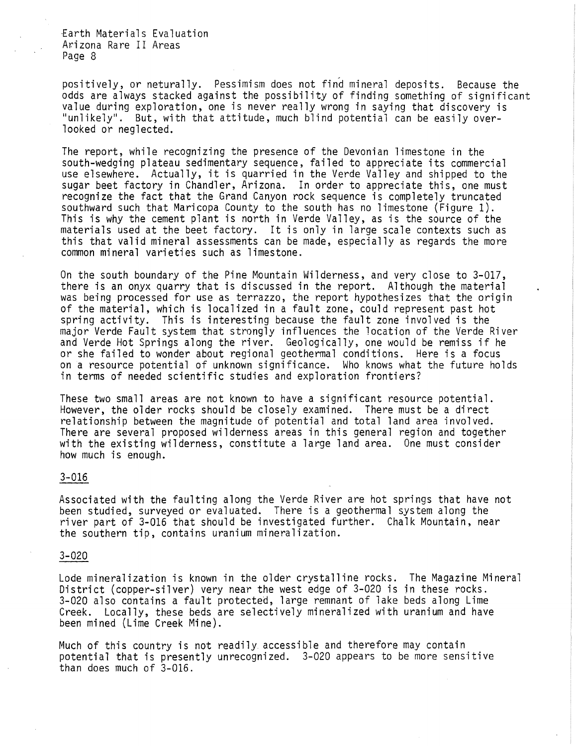positively, or neturally. Pessimism does not find mineral deposits. Because the odds are always stacked against the possibility of finding something of significant value during exploration, one is never really wrong in saying that discovery is "unlikely". But, with that attitude, much blind potential can be easily overlooked or neglected.

The report, while recognizing the presence of the Devonian limestone in the south-wedging plateau sedimentary sequence, failed to appreciate its commercial use elsewhere. Actually, it is quarried in the Verde Valley and shipped to the sugar beet factory in Chandler, Arizona. In order to appreciate this, one must recognize the fact that the Grand Canyon rock sequence is completely truncated southward such that Maricopa County to the south has no limestone (Figure 1). This is why the cement plant is north in Verde Valley, as is the source of the materials used at the beet factory. It is only in large scale contexts such as this that valid mineral assessments can be made, especially as regards the more common mineral varieties such as limestone.

On the south boundary of the Pine Mountain Wilderness, and very close to 3-017, there is an onyx quarry that is discussed in the report. Although the material was being processed for use as terrazzo, the report hypothesizes that the origin of the material, which is localized in a fault zone, could represent past hot spring activity. This is interesting because the fault zone involved is the major Verde Fault system that strongly influences the location of the Verde River and Verde Hot Springs along the river. Geologically, one would be remiss if he or she failed to wonder about regional geothermal conditions. Here is a focus on a resource potential of unknown significance. Who knows what the future holds in terms of needed scientific studies and exploration frontiers?

These two small areas are not known to have a significant resource potential. However, the older rocks should be closely examined. There must be a direct relationship between the magnitude of potential and total land area involved. There are several proposed wilderness areas in this general region and together with the existing wilderness, constitute a large land area. One must consider how much is enough.

3-016

Associated with the faulting along the Verde River are hot springs that have not been studied, surveyed or evaluated. There is a geothermal system along the river part of 3-016 that should be investigated further. Chalk Mountain, near the southern tip, contains uranium mineralization.

3-020

Lode mineralization is known in the older crystalline rocks. The Magazine Mineral District (copper-silver) very near the west edge of 3-020 is in these rocks. 3-020 also contains a fault protected, large remnant of lake beds along Lime Creek. Locally, these beds are selectively mineralized with uranium and have been mined (Lime Creek Mine).

Much of this country is not readily accessible and therefore may contain potential that is presently unrecognized. 3-020 appears to be more sensitive than does much of 3-016.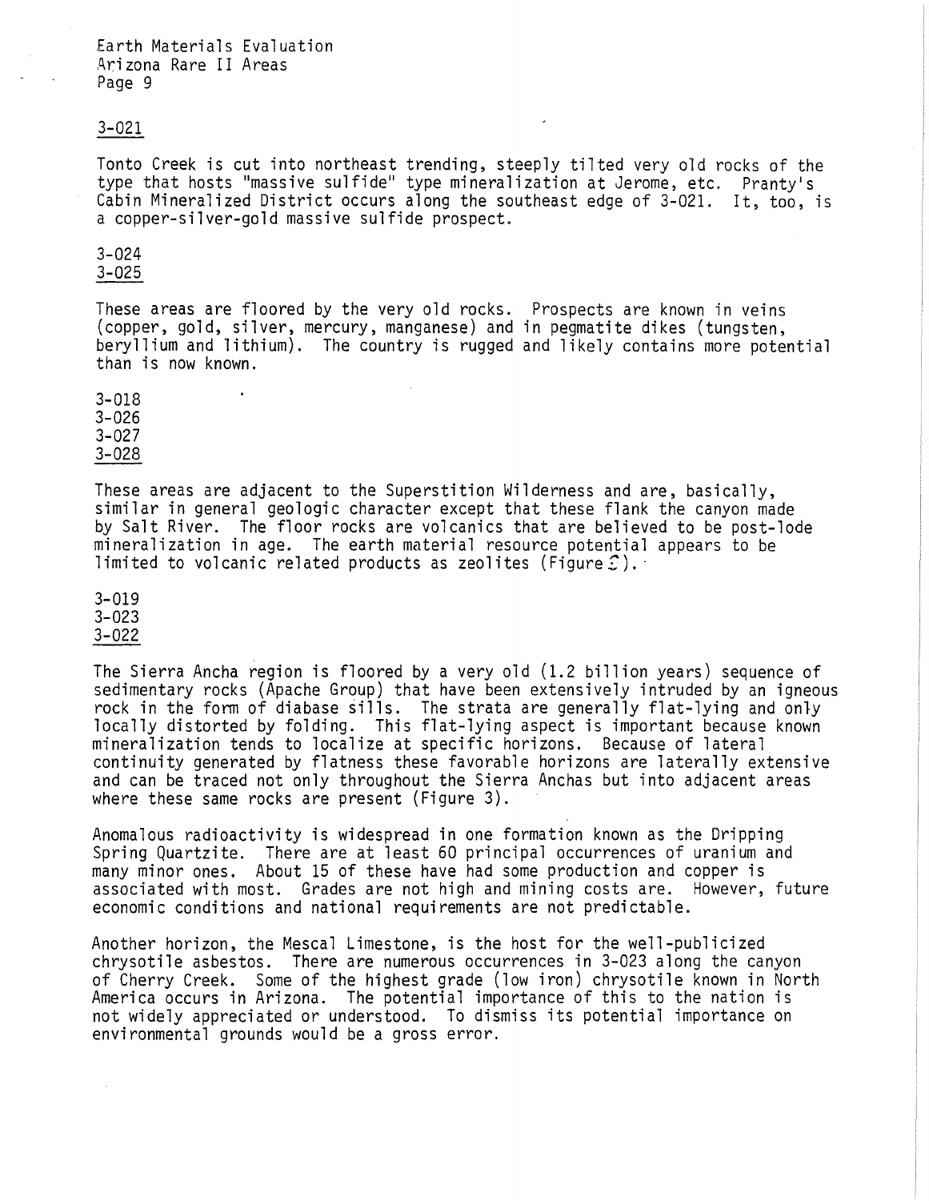3-021

Tonto Creek is cut into northeast trending, steeply tilted very old rocks of the type that hosts "massive sulfide" type mineralization at Jerome, etc. Pranty's Cabin Mineralized District occurs along the southeast edge of 3-021. It, too, is a copper-silver-gold massive sulfide prospect.

3-024
3-025

These areas are floored by the very old rocks. Prospects are known in veins (copper, gold, silver, mercury, manganese) and in pegmatite dikes (tungsten, beryllium and lithium). The country is rugged and likely contains more potential than is now known.

3-018
3-026
3-027
3-028

These areas are adjacent to the Superstition Wilderness and are, basically, similar in general geologic character except that these flank the canyon made by Salt River. The floor rocks are volcanics that are believed to be post-lode mineralization in age. The earth material resource potential appears to be limited to volcanic related products as zeolites (Figure 2).

3-019
3-023
3-022

The Sierra Ancha region is floored by a very old (1.2 billion years) sequence of sedimentary rocks (Apache Group) that have been extensively intruded by an igneous rock in the form of diabase sills. The strata are generally flat-lying and only locally distorted by folding. This flat-lying aspect is important because known mineralization tends to localize at specific horizons. Because of lateral continuity generated by flatness these favorable horizons are laterally extensive and can be traced not only throughout the Sierra Anchas but into adjacent areas where these same rocks are present (Figure 3).

Anomalous radioactivity is widespread in one formation known as the Dripping Spring Quartzite. There are at least 60 principal occurrences of uranium and many minor ones. About 15 of these have had some production and copper is associated with most. Grades are not high and mining costs are. However, future economic conditions and national requirements are not predictable.

Another horizon, the Mescal Limestone, is the host for the well-publicized chrysotile asbestos. There are numerous occurrences in 3-023 along the canyon of Cherry Creek. Some of the highest grade (low iron) chrysotile known in North America occurs in Arizona. The potential importance of this to the nation is not widely appreciated or understood. To dismiss its potential importance on environmental grounds would be a gross error.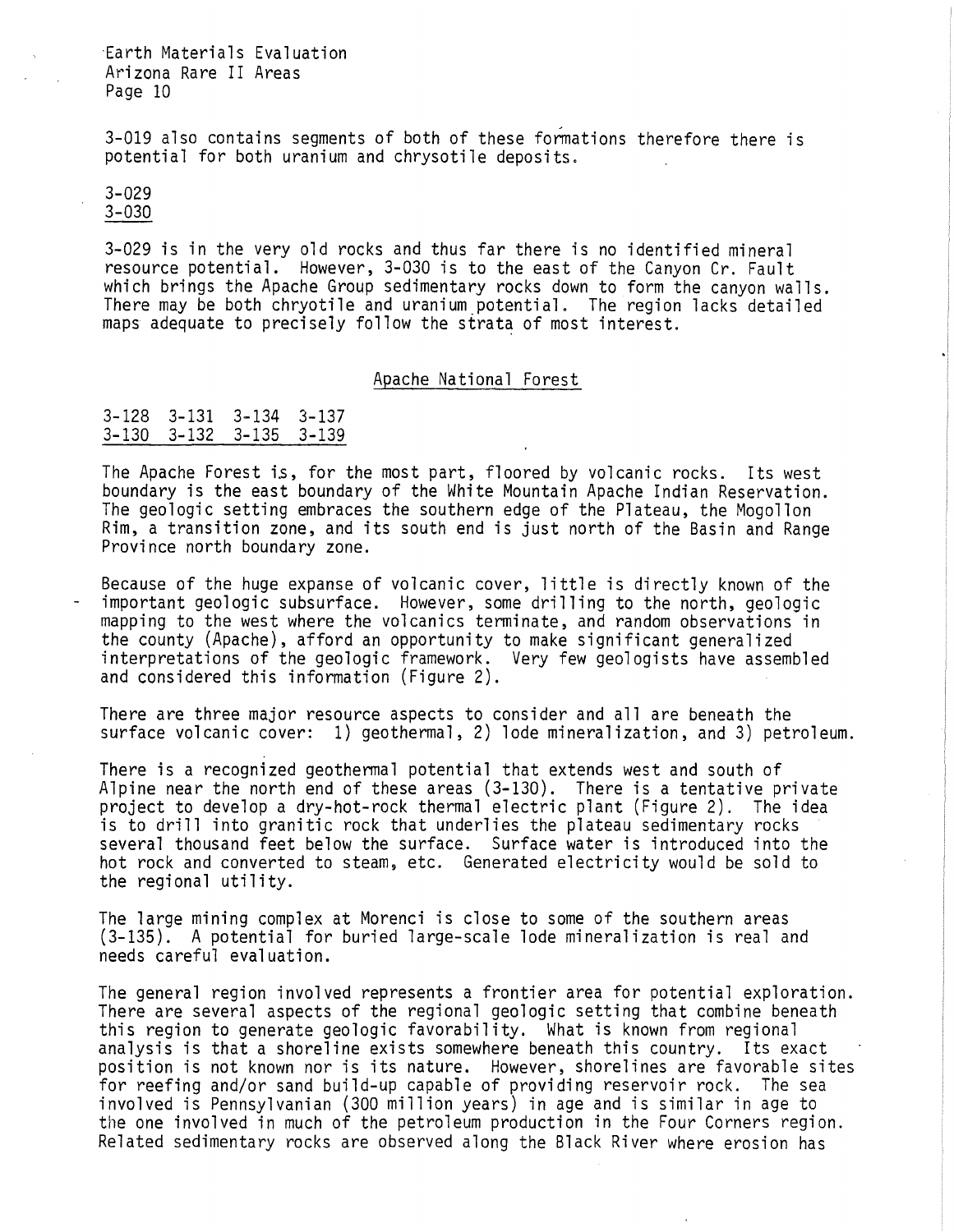3-019 also contains segments of both of these formations therefore there is potential for both uranium and chrysotile deposits.

3-029
3-030

3-029 is in the very old rocks and thus far there is no identified mineral resource potential. However, 3-030 is to the east of the Canyon Cr. Fault which brings the Apache Group sedimentary rocks down to form the canyon walls. There may be both chryotile and uranium potential. The region lacks detailed maps adequate to precisely follow the strata of most interest.

## Apache National Forest

3-128 3-131 3-134 3-137
3-130 3-132 3-135 3-139

The Apache Forest is, for the most part, floored by volcanic rocks. Its west boundary is the east boundary of the White Mountain Apache Indian Reservation. The geologic setting embraces the southern edge of the Plateau, the Mogollon Rim, a transition zone, and its south end is just north of the Basin and Range Province north boundary zone.

Because of the huge expanse of volcanic cover, little is directly known of the important geologic subsurface. However, some drilling to the north, geologic mapping to the west where the volcanics terminate, and random observations in the county (Apache), afford an opportunity to make significant generalized interpretations of the geologic framework. Very few geologists have assembled and considered this information (Figure 2).

There are three major resource aspects to consider and all are beneath the surface volcanic cover: 1) geothermal, 2) lode mineralization, and 3) petroleum.

There is a recognized geothermal potential that extends west and south of Alpine near the north end of these areas (3-130). There is a tentative private project to develop a dry-hot-rock thermal electric plant (Figure 2). The idea is to drill into granitic rock that underlies the plateau sedimentary rocks several thousand feet below the surface. Surface water is introduced into the hot rock and converted to steam, etc. Generated electricity would be sold to the regional utility.

The large mining complex at Morenci is close to some of the southern areas (3-135). A potential for buried large-scale lode mineralization is real and needs careful evaluation.

The general region involved represents a frontier area for potential exploration. There are several aspects of the regional geologic setting that combine beneath this region to generate geologic favorability. What is known from regional analysis is that a shoreline exists somewhere beneath this country. Its exact position is not known nor is its nature. However, shorelines are favorable sites for reefing and/or sand build-up capable of providing reservoir rock. The sea involved is Pennsylvanian (300 million years) in age and is similar in age to the one involved in much of the petroleum production in the Four Corners region. Related sedimentary rocks are observed along the Black River where erosion has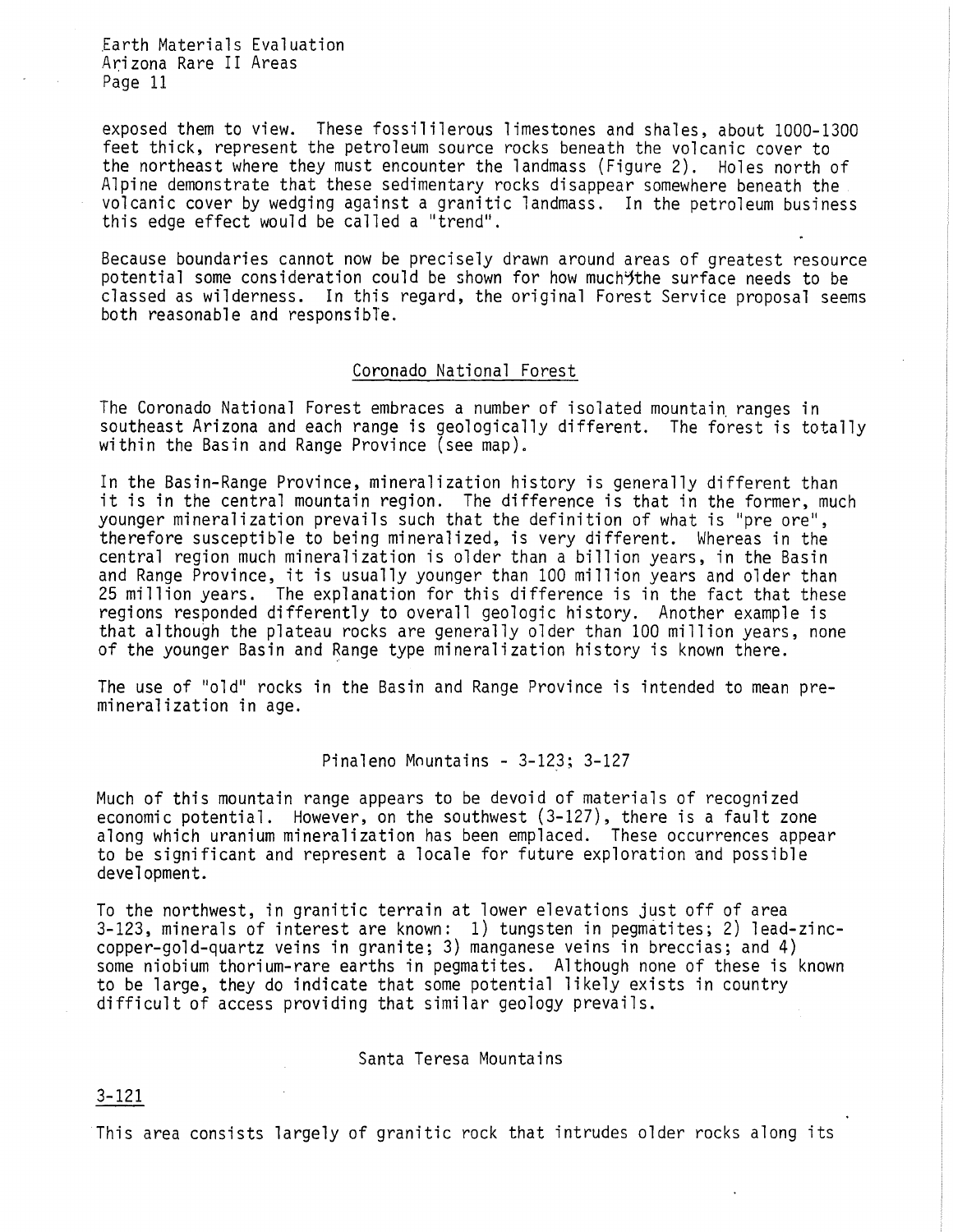exposed them to view. These fossililerous limestones and shales, about 1000-1300 feet thick, represent the petroleum source rocks beneath the volcanic cover to the northeast where they must encounter the landmass (Figure 2). Holes north of Alpine demonstrate that these sedimentary rocks disappear somewhere beneath the volcanic cover by wedging against a granitic landmass. In the petroleum business this edge effect would be called a "trend".

Because boundaries cannot now be precisely drawn around areas of greatest resource potential some consideration could be shown for how much the surface needs to be classed as wilderness. In this regard, the original Forest Service proposal seems both reasonable and responsible.

## Coronado National Forest

The Coronado National Forest embraces a number of isolated mountain ranges in southeast Arizona and each range is geologically different. The forest is totally within the Basin and Range Province (see map).

In the Basin-Range Province, mineralization history is generally different than it is in the central mountain region. The difference is that in the former, much younger mineralization prevails such that the definition of what is "pre ore", therefore susceptible to being mineralized, is very different. Whereas in the central region much mineralization is older than a billion years, in the Basin and Range Province, it is usually younger than 100 million years and older than 25 million years. The explanation for this difference is in the fact that these regions responded differently to overall geologic history. Another example is that although the plateau rocks are generally older than 100 million years, none of the younger Basin and Range type mineralization history is known there.

The use of "old" rocks in the Basin and Range Province is intended to mean pre-mineralization in age.

### Pinaleno Mountains - 3-123; 3-127

Much of this mountain range appears to be devoid of materials of recognized economic potential. However, on the southwest (3-127), there is a fault zone along which uranium mineralization has been emplaced. These occurrences appear to be significant and represent a locale for future exploration and possible development.

To the northwest, in granitic terrain at lower elevations just off of area 3-123, minerals of interest are known: 1) tungsten in pegmatites; 2) lead-zinc-copper-gold-quartz veins in granite; 3) manganese veins in breccias; and 4) some niobium thorium-rare earths in pegmatites. Although none of these is known to be large, they do indicate that some potential likely exists in country difficult of access providing that similar geology prevails.

### Santa Teresa Mountains

#### 3-121

This area consists largely of granitic rock that intrudes older rocks along its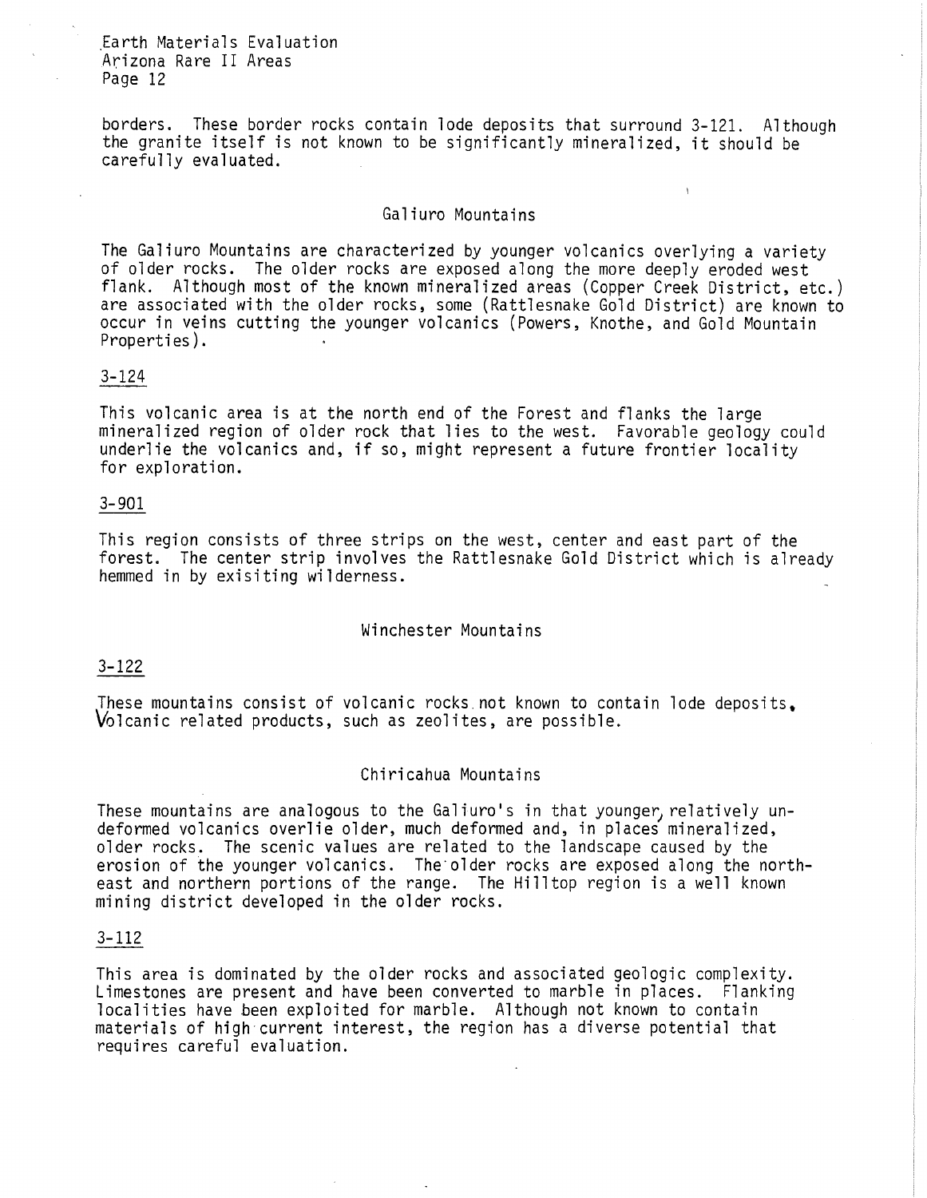borders. These border rocks contain lode deposits that surround 3-121. Although the granite itself is not known to be significantly mineralized, it should be carefully evaluated.

## Galiuro Mountains

The Galiuro Mountains are characterized by younger volcanics overlying a variety of older rocks. The older rocks are exposed along the more deeply eroded west flank. Although most of the known mineralized areas (Copper Creek District, etc.) are associated with the older rocks, some (Rattlesnake Gold District) are known to occur in veins cutting the younger volcanics (Powers, Knothe, and Gold Mountain Properties).

### 3-124

This volcanic area is at the north end of the Forest and flanks the large mineralized region of older rock that lies to the west. Favorable geology could underlie the volcanics and, if so, might represent a future frontier locality for exploration.

### 3-901

This region consists of three strips on the west, center and east part of the forest. The center strip involves the Rattlesnake Gold District which is already hemmed in by exisiting wilderness.

## Winchester Mountains

### 3-122

These mountains consist of volcanic rocks not known to contain lode deposits. Volcanic related products, such as zeolites, are possible.

## Chiricahua Mountains

These mountains are analogous to the Galiuro's in that younger, relatively undeformed volcanics overlie older, much deformed and, in places mineralized, older rocks. The scenic values are related to the landscape caused by the erosion of the younger volcanics. The older rocks are exposed along the northeast and northern portions of the range. The Hilltop region is a well known mining district developed in the older rocks.

### 3-112

This area is dominated by the older rocks and associated geologic complexity. Limestones are present and have been converted to marble in places. Flanking localities have been exploited for marble. Although not known to contain materials of high current interest, the region has a diverse potential that requires careful evaluation.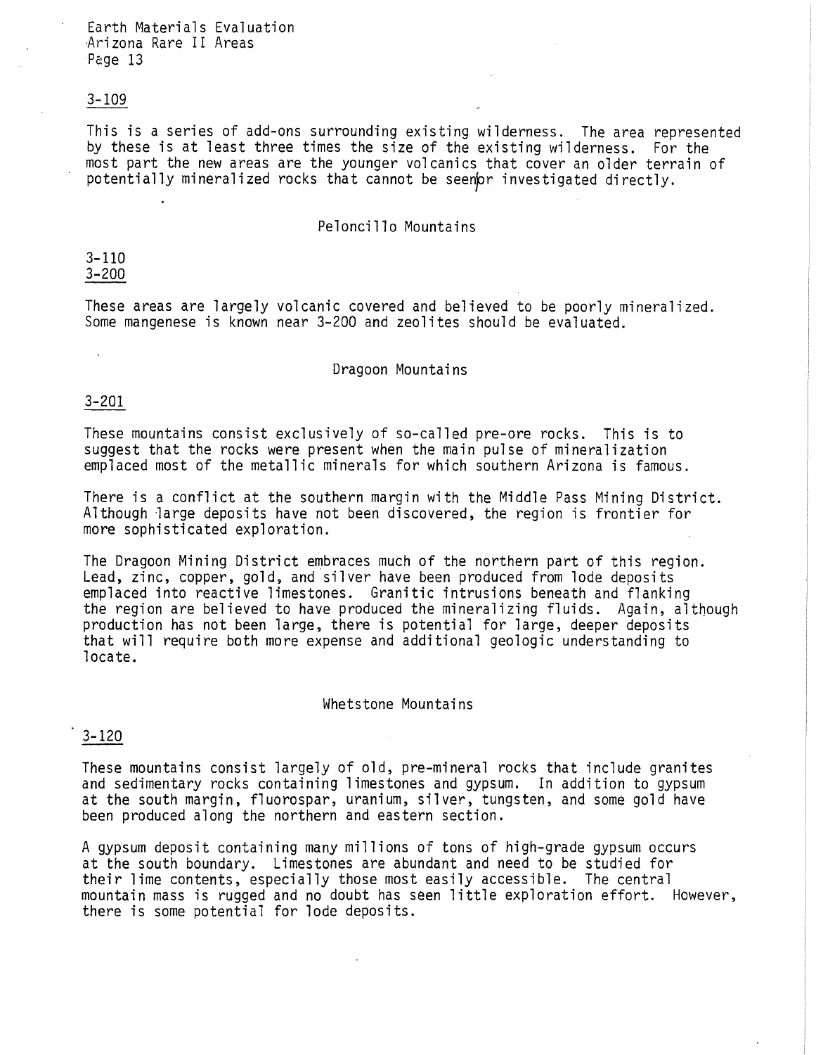3-109

This is a series of add-ons surrounding existing wilderness. The area represented by these is at least three times the size of the existing wilderness. For the most part the new areas are the younger volcanics that cover an older terrain of potentially mineralized rocks that cannot be seen or investigated directly.

## Peloncillo Mountains

3-110
3-200

These areas are largely volcanic covered and believed to be poorly mineralized. Some mangenese is known near 3-200 and zeolites should be evaluated.

## Dragoon Mountains

3-201

These mountains consist exclusively of so-called pre-ore rocks. This is to suggest that the rocks were present when the main pulse of mineralization emplaced most of the metallic minerals for which southern Arizona is famous.

There is a conflict at the southern margin with the Middle Pass Mining District. Although large deposits have not been discovered, the region is frontier for more sophisticated exploration.

The Dragoon Mining District embraces much of the northern part of this region. Lead, zinc, copper, gold, and silver have been produced from lode deposits emplaced into reactive limestones. Granitic intrusions beneath and flanking the region are believed to have produced the mineralizing fluids. Again, although production has not been large, there is potential for large, deeper deposits that will require both more expense and additional geologic understanding to locate.

## Whetstone Mountains

3-120

These mountains consist largely of old, pre-mineral rocks that include granites and sedimentary rocks containing limestones and gypsum. In addition to gypsum at the south margin, fluorospar, uranium, silver, tungsten, and some gold have been produced along the northern and eastern section.

A gypsum deposit containing many millions of tons of high-grade gypsum occurs at the south boundary. Limestones are abundant and need to be studied for their lime contents, especially those most easily accessible. The central mountain mass is rugged and no doubt has seen little exploration effort. However, there is some potential for lode deposits.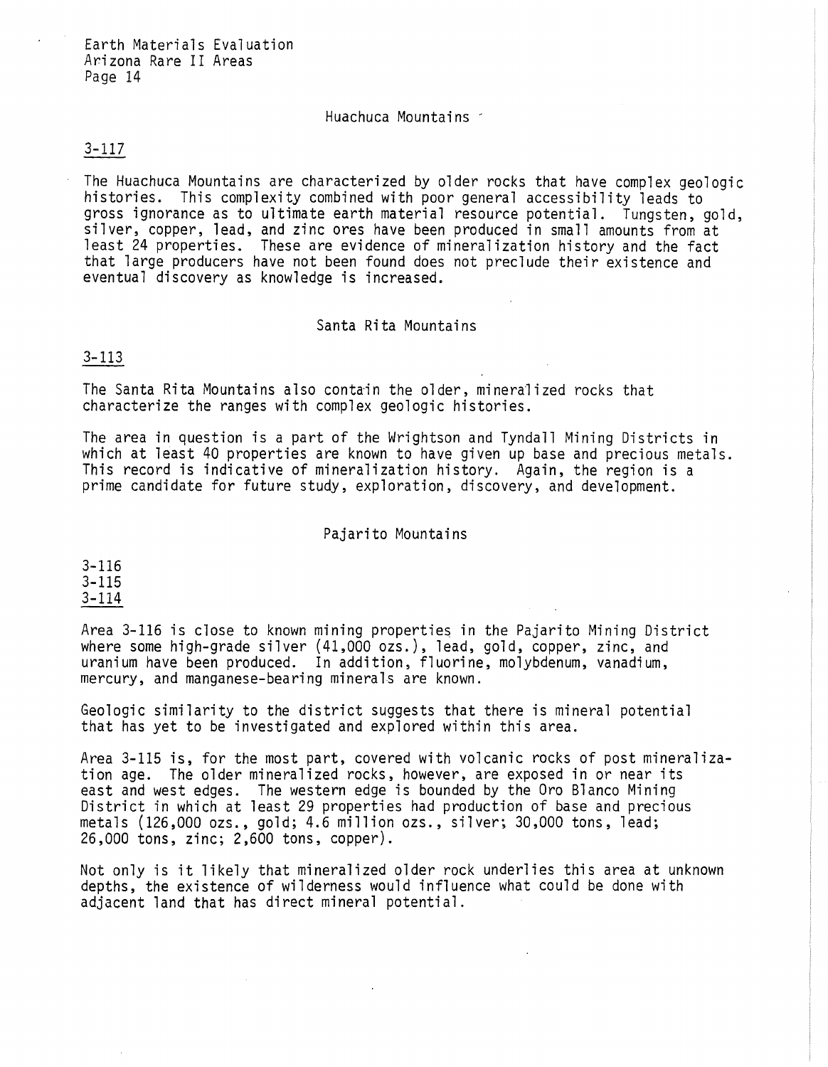## Huachuca Mountains

3-117

The Huachuca Mountains are characterized by older rocks that have complex geologic histories. This complexity combined with poor general accessibility leads to gross ignorance as to ultimate earth material resource potential. Tungsten, gold, silver, copper, lead, and zinc ores have been produced in small amounts from at least 24 properties. These are evidence of mineralization history and the fact that large producers have not been found does not preclude their existence and eventual discovery as knowledge is increased.

## Santa Rita Mountains

3-113

The Santa Rita Mountains also contain the older, mineralized rocks that characterize the ranges with complex geologic histories.

The area in question is a part of the Wrightson and Tyndall Mining Districts in which at least 40 properties are known to have given up base and precious metals. This record is indicative of mineralization history. Again, the region is a prime candidate for future study, exploration, discovery, and development.

## Pajarito Mountains

3-116
3-115
3-114

Area 3-116 is close to known mining properties in the Pajarito Mining District where some high-grade silver (41,000 ozs.), lead, gold, copper, zinc, and uranium have been produced. In addition, fluorine, molybdenum, vanadium, mercury, and manganese-bearing minerals are known.

Geologic similarity to the district suggests that there is mineral potential that has yet to be investigated and explored within this area.

Area 3-115 is, for the most part, covered with volcanic rocks of post mineralization age. The older mineralized rocks, however, are exposed in or near its east and west edges. The western edge is bounded by the Oro Blanco Mining District in which at least 29 properties had production of base and precious metals (126,000 ozs., gold; 4.6 million ozs., silver; 30,000 tons, lead; 26,000 tons, zinc; 2,600 tons, copper).

Not only is it likely that mineralized older rock underlies this area at unknown depths, the existence of wilderness would influence what could be done with adjacent land that has direct mineral potential.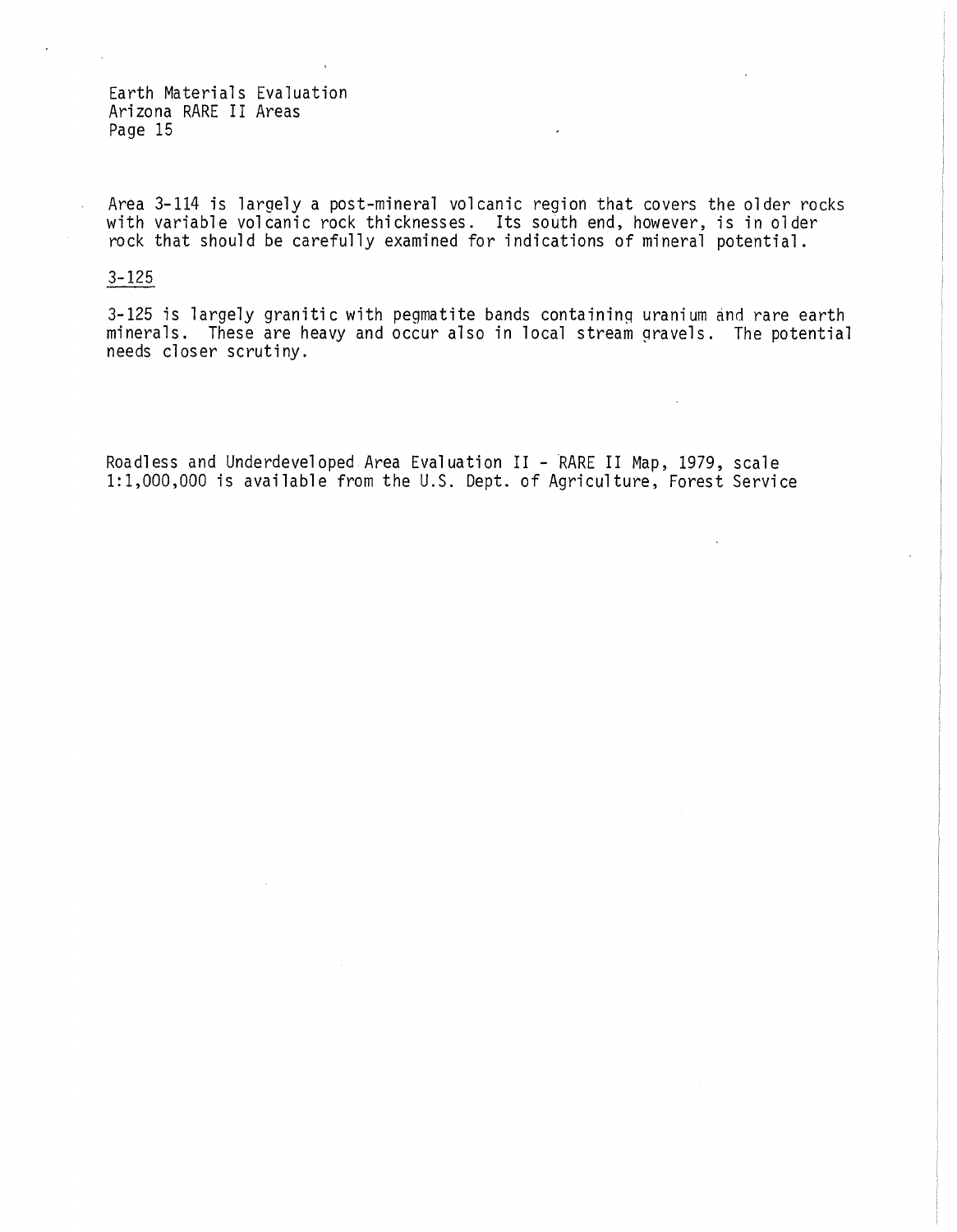Area 3-114 is largely a post-mineral volcanic region that covers the older rocks with variable volcanic rock thicknesses. Its south end, however, is in older rock that should be carefully examined for indications of mineral potential.

<u>3-125</u>

3-125 is largely granitic with pegmatite bands containing uranium and rare earth minerals. These are heavy and occur also in local stream gravels. The potential needs closer scrutiny.

Roadless and Underdeveloped Area Evaluation II - RARE II Map, 1979, scale 1:1,000,000 is available from the U.S. Dept. of Agriculture, Forest Service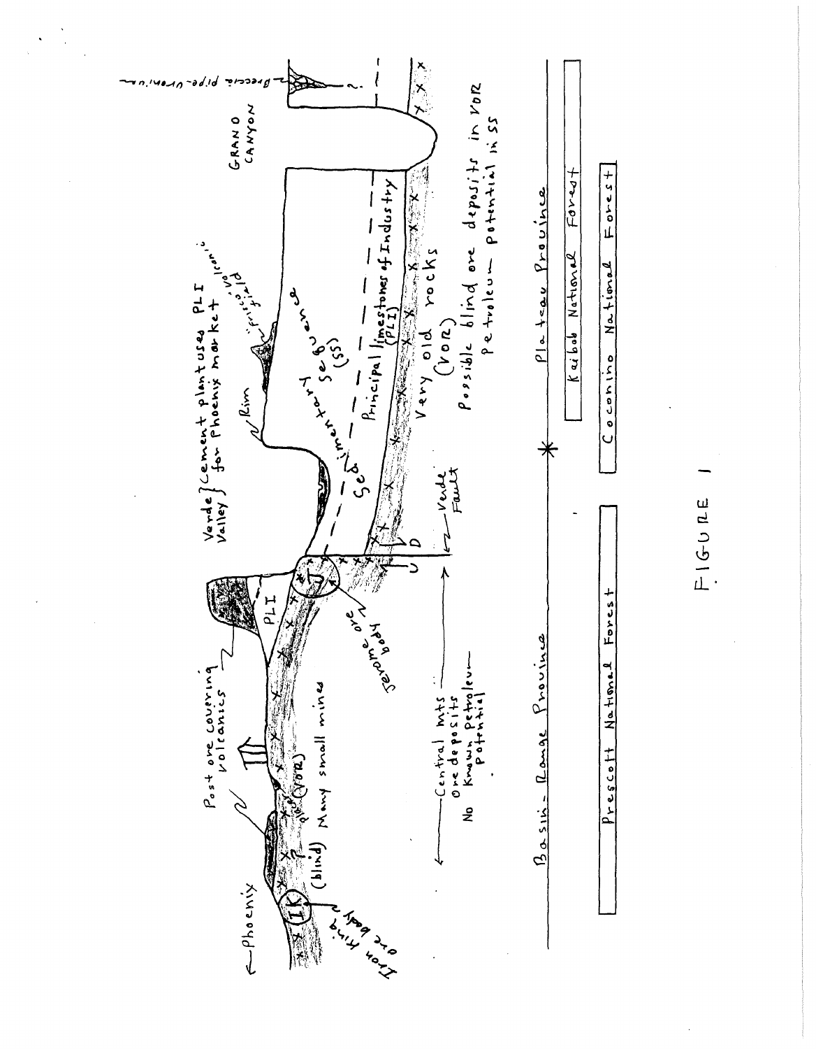Phoenix

Iron King ore body

(blind) Many small mines

Post ore covering volcanics

Jerome ore body

PLI

(VOR)

Verde Valley } Cement plant uses PLI for Phoenix market

Rim

Sedimentary sequence (SS)

"Frisco" volcanic field

Principal limestones of Industry (PLI)

Very old rocks (VOR)

Possible blind ore deposits in VOR
Petroleum potential in SS

GRAND CANYON

Breccia pipe-Uranium

Verde Fault

U D

Central mts
Ore deposits
No Known Petroleum Potential

Basin-Range Province

Plateau Province

Prescott National Forest

Kaibab National Forest

Coconino National Forest

FIGURE 1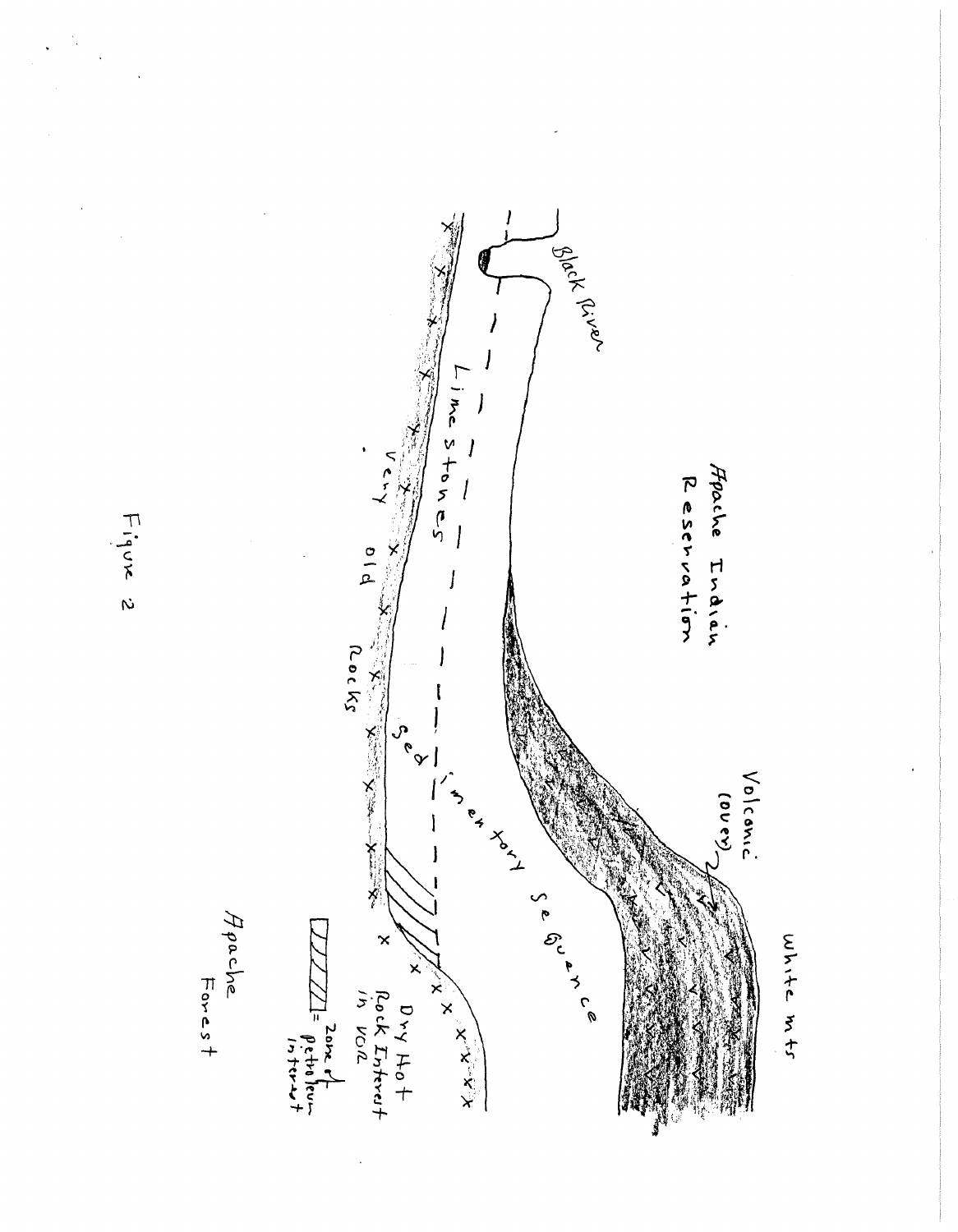Apache Indian Reservation

White mts

Volcanic (cover)

Black River

Limestones

Sedimentary Sequence

Very old Rocks

Dry Hot Rock Interest in VOR

= Zone of petroleum interest

Apache Forest

Figure 2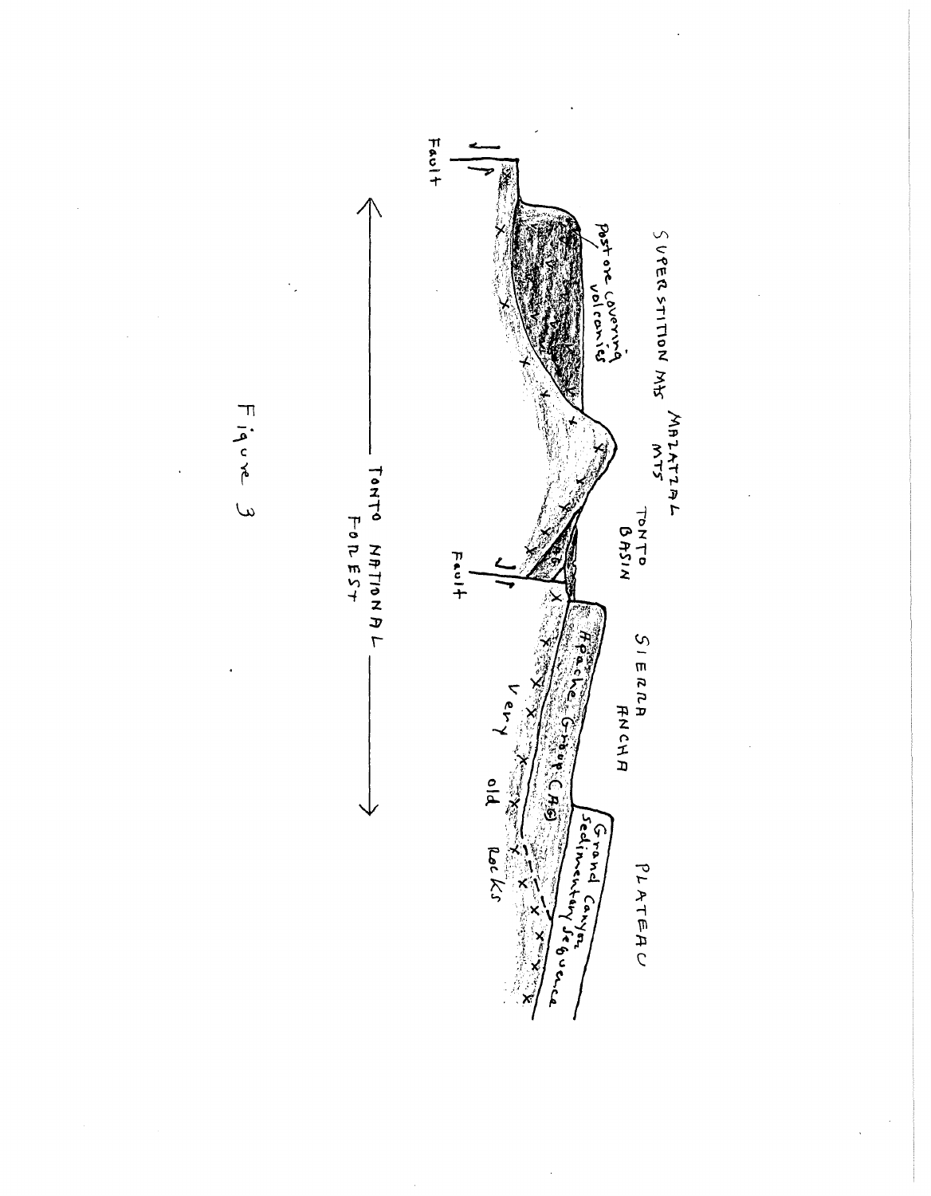SUPERSTITION MTS

MAZATZAL MTS

TONTO BASIN

SIERRA ANCHA

PLATEAU

Post ore covering volcanics

Apache Group (Ag)

Grand Canyon Sedimentary Sequence

Very old Rocks

Fault

Fault

TONTO NATIONAL FOREST

Figure 3